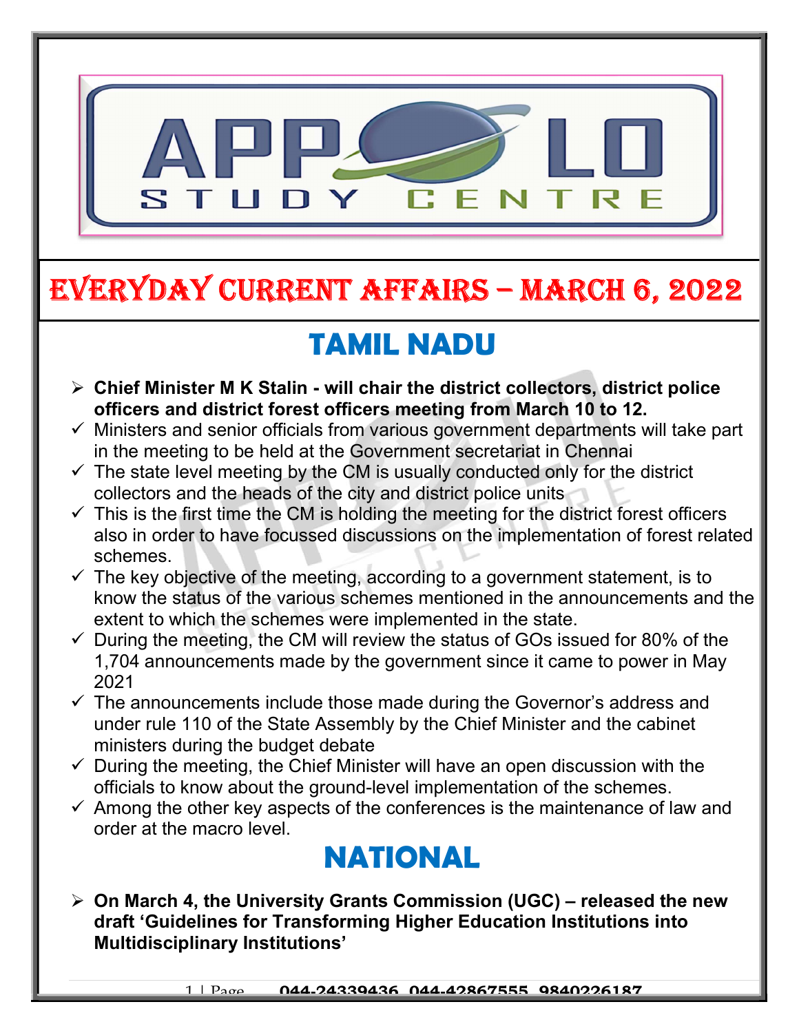# EVERYDAY CURRENT AFFAIRS – MARCH 6, 2022

## TAMIL NADU

- **Chief Minister M K Stalin - will chair the district collectors, district police officers and district forest officers meeting from March 10 to 12.**
  - ✓ Ministers and senior officials from various government departments will take part in the meeting to be held at the Government secretariat in Chennai
  - ✓ The state level meeting by the CM is usually conducted only for the district collectors and the heads of the city and district police units
  - ✓ This is the first time the CM is holding the meeting for the district forest officers also in order to have focussed discussions on the implementation of forest related schemes.
  - ✓ The key objective of the meeting, according to a government statement, is to know the status of the various schemes mentioned in the announcements and the extent to which the schemes were implemented in the state.
  - ✓ During the meeting, the CM will review the status of GOs issued for 80% of the 1,704 announcements made by the government since it came to power in May 2021
  - ✓ The announcements include those made during the Governor's address and under rule 110 of the State Assembly by the Chief Minister and the cabinet ministers during the budget debate
  - ✓ During the meeting, the Chief Minister will have an open discussion with the officials to know about the ground-level implementation of the schemes.
  - ✓ Among the other key aspects of the conferences is the maintenance of law and order at the macro level.

## NATIONAL

- **On March 4, the University Grants Commission (UGC) – released the new draft 'Guidelines for Transforming Higher Education Institutions into Multidisciplinary Institutions'**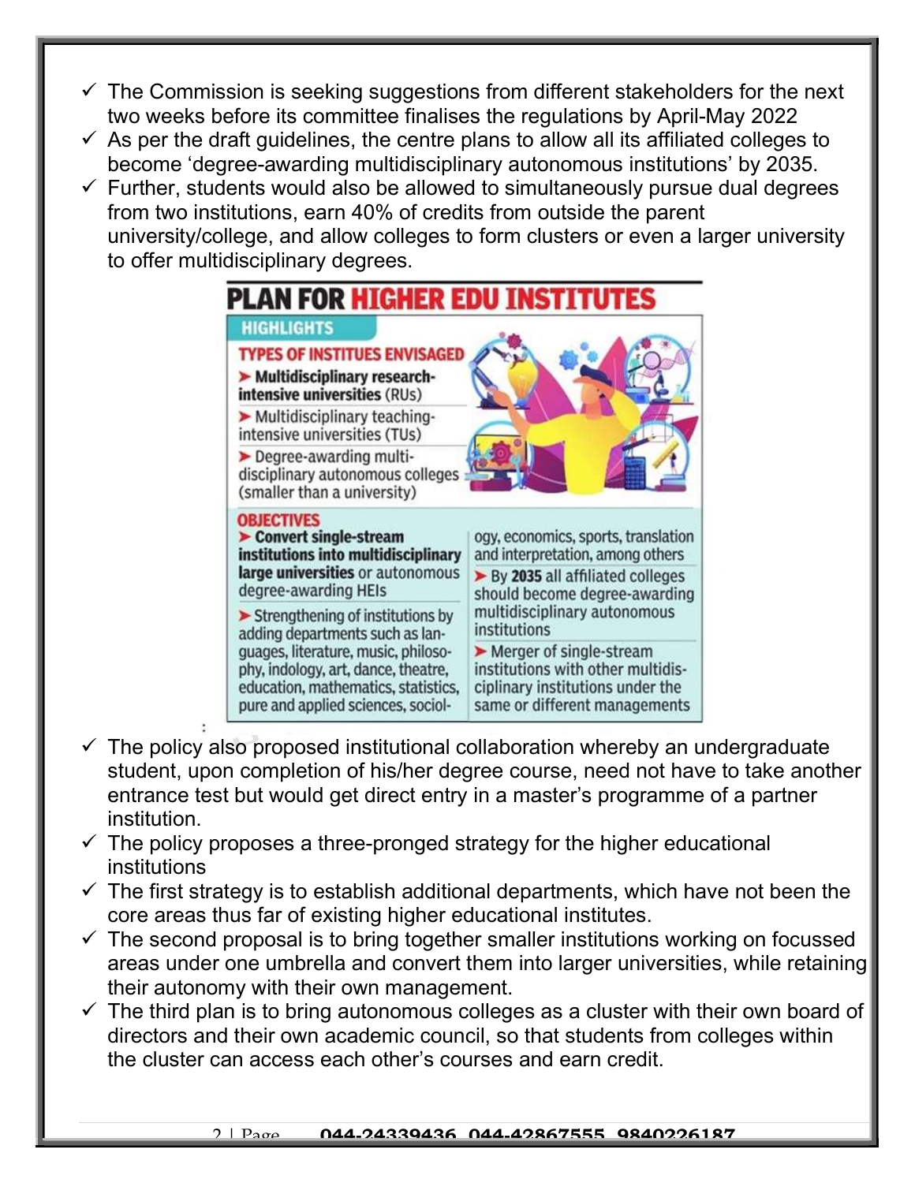- ✓ The Commission is seeking suggestions from different stakeholders for the next two weeks before its committee finalises the regulations by April-May 2022
- ✓ As per the draft guidelines, the centre plans to allow all its affiliated colleges to become 'degree-awarding multidisciplinary autonomous institutions' by 2035.
- ✓ Further, students would also be allowed to simultaneously pursue dual degrees from two institutions, earn 40% of credits from outside the parent university/college, and allow colleges to form clusters or even a larger university to offer multidisciplinary degrees.

## PLAN FOR HIGHER EDU INSTITUTES

**HIGHLIGHTS**

**TYPES OF INSTITUES ENVISAGED**

- **Multidisciplinary research-intensive universities** (RUs)
- Multidisciplinary teaching-intensive universities (TUs)
- Degree-awarding multi-disciplinary autonomous colleges (smaller than a university)

**OBJECTIVES**

- **Convert single-stream institutions into multidisciplinary large universities** or autonomous degree-awarding HEIs
- Strengthening of institutions by adding departments such as languages, literature, music, philosophy, indology, art, dance, theatre, education, mathematics, statistics, pure and applied sciences, sociology, economics, sports, translation and interpretation, among others
- By **2035** all affiliated colleges should become degree-awarding multidisciplinary autonomous institutions
- Merger of single-stream institutions with other multidisciplinary institutions under the same or different managements

- ✓ The policy also proposed institutional collaboration whereby an undergraduate student, upon completion of his/her degree course, need not have to take another entrance test but would get direct entry in a master's programme of a partner institution.
- ✓ The policy proposes a three-pronged strategy for the higher educational institutions
- ✓ The first strategy is to establish additional departments, which have not been the core areas thus far of existing higher educational institutes.
- ✓ The second proposal is to bring together smaller institutions working on focussed areas under one umbrella and convert them into larger universities, while retaining their autonomy with their own management.
- ✓ The third plan is to bring autonomous colleges as a cluster with their own board of directors and their own academic council, so that students from colleges within the cluster can access each other's courses and earn credit.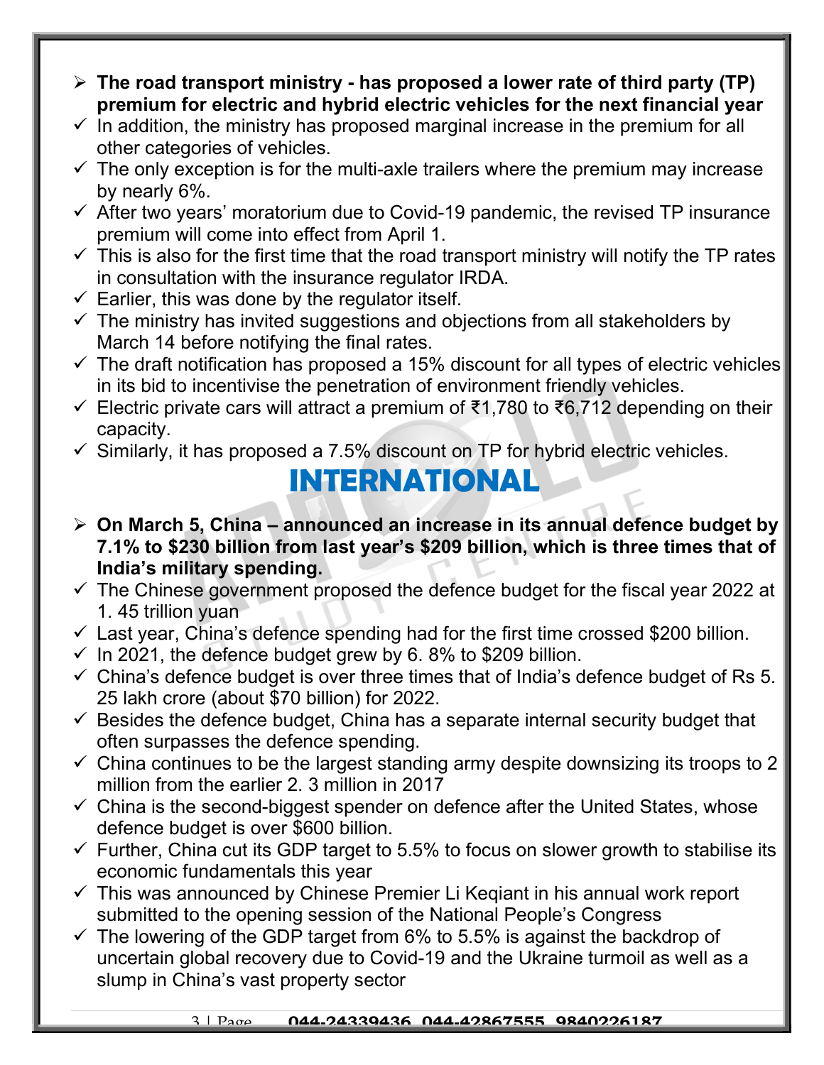- **The road transport ministry - has proposed a lower rate of third party (TP) premium for electric and hybrid electric vehicles for the next financial year**
- In addition, the ministry has proposed marginal increase in the premium for all other categories of vehicles.
- The only exception is for the multi-axle trailers where the premium may increase by nearly 6%.
- After two years' moratorium due to Covid-19 pandemic, the revised TP insurance premium will come into effect from April 1.
- This is also for the first time that the road transport ministry will notify the TP rates in consultation with the insurance regulator IRDA.
- Earlier, this was done by the regulator itself.
- The ministry has invited suggestions and objections from all stakeholders by March 14 before notifying the final rates.
- The draft notification has proposed a 15% discount for all types of electric vehicles in its bid to incentivise the penetration of environment friendly vehicles.
- Electric private cars will attract a premium of ₹1,780 to ₹6,712 depending on their capacity.
- Similarly, it has proposed a 7.5% discount on TP for hybrid electric vehicles.

# INTERNATIONAL

- **On March 5, China – announced an increase in its annual defence budget by 7.1% to $230 billion from last year's $209 billion, which is three times that of India's military spending.**
- The Chinese government proposed the defence budget for the fiscal year 2022 at 1. 45 trillion yuan
- Last year, China's defence spending had for the first time crossed $200 billion.
- In 2021, the defence budget grew by 6. 8% to $209 billion.
- China's defence budget is over three times that of India's defence budget of Rs 5. 25 lakh crore (about $70 billion) for 2022.
- Besides the defence budget, China has a separate internal security budget that often surpasses the defence spending.
- China continues to be the largest standing army despite downsizing its troops to 2 million from the earlier 2. 3 million in 2017
- China is the second-biggest spender on defence after the United States, whose defence budget is over $600 billion.
- Further, China cut its GDP target to 5.5% to focus on slower growth to stabilise its economic fundamentals this year
- This was announced by Chinese Premier Li Keqiant in his annual work report submitted to the opening session of the National People's Congress
- The lowering of the GDP target from 6% to 5.5% is against the backdrop of uncertain global recovery due to Covid-19 and the Ukraine turmoil as well as a slump in China's vast property sector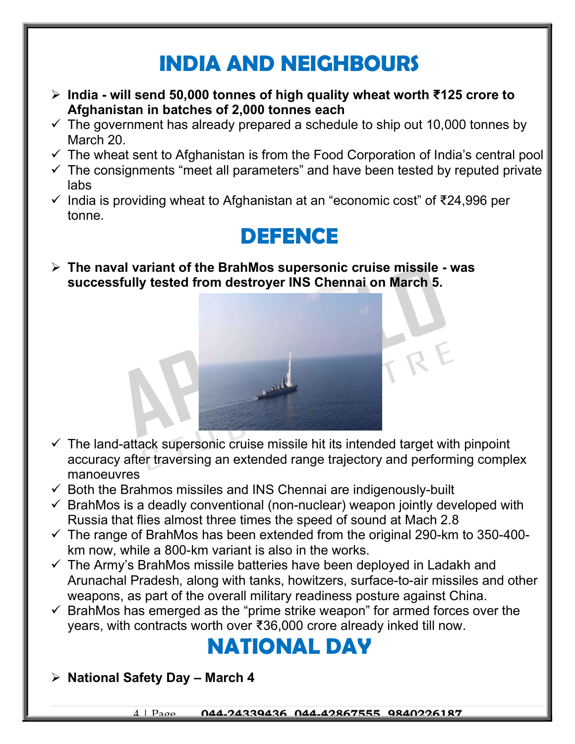# INDIA AND NEIGHBOURS

- **India - will send 50,000 tonnes of high quality wheat worth ₹125 crore to Afghanistan in batches of 2,000 tonnes each**
  - ✓ The government has already prepared a schedule to ship out 10,000 tonnes by March 20.
  - ✓ The wheat sent to Afghanistan is from the Food Corporation of India's central pool
  - ✓ The consignments "meet all parameters" and have been tested by reputed private labs
  - ✓ India is providing wheat to Afghanistan at an "economic cost" of ₹24,996 per tonne.

# DEFENCE

- **The naval variant of the BrahMos supersonic cruise missile - was successfully tested from destroyer INS Chennai on March 5.**
  - ✓ The land-attack supersonic cruise missile hit its intended target with pinpoint accuracy after traversing an extended range trajectory and performing complex manoeuvres
  - ✓ Both the Brahmos missiles and INS Chennai are indigenously-built
  - ✓ BrahMos is a deadly conventional (non-nuclear) weapon jointly developed with Russia that flies almost three times the speed of sound at Mach 2.8
  - ✓ The range of BrahMos has been extended from the original 290-km to 350-400-km now, while a 800-km variant is also in the works.
  - ✓ The Army's BrahMos missile batteries have been deployed in Ladakh and Arunachal Pradesh, along with tanks, howitzers, surface-to-air missiles and other weapons, as part of the overall military readiness posture against China.
  - ✓ BrahMos has emerged as the "prime strike weapon" for armed forces over the years, with contracts worth over ₹36,000 crore already inked till now.

# NATIONAL DAY

- **National Safety Day – March 4**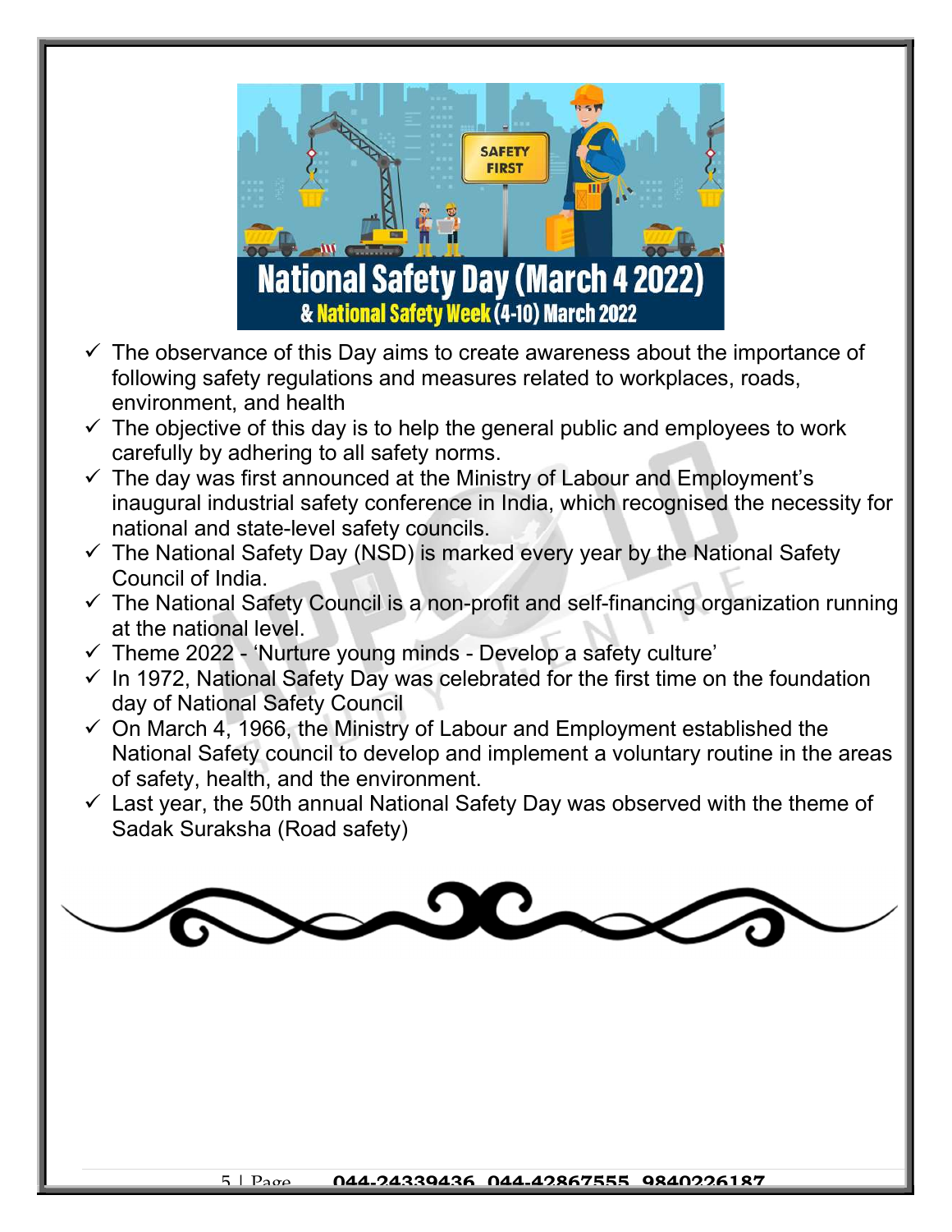National Safety Day (March 4 2022)

& National Safety Week (4-10) March 2022

- ✓ The observance of this Day aims to create awareness about the importance of following safety regulations and measures related to workplaces, roads, environment, and health
- ✓ The objective of this day is to help the general public and employees to work carefully by adhering to all safety norms.
- ✓ The day was first announced at the Ministry of Labour and Employment's inaugural industrial safety conference in India, which recognised the necessity for national and state-level safety councils.
- ✓ The National Safety Day (NSD) is marked every year by the National Safety Council of India.
- ✓ The National Safety Council is a non-profit and self-financing organization running at the national level.
- ✓ Theme 2022 - 'Nurture young minds - Develop a safety culture'
- ✓ In 1972, National Safety Day was celebrated for the first time on the foundation day of National Safety Council
- ✓ On March 4, 1966, the Ministry of Labour and Employment established the National Safety council to develop and implement a voluntary routine in the areas of safety, health, and the environment.
- ✓ Last year, the 50th annual National Safety Day was observed with the theme of Sadak Suraksha (Road safety)